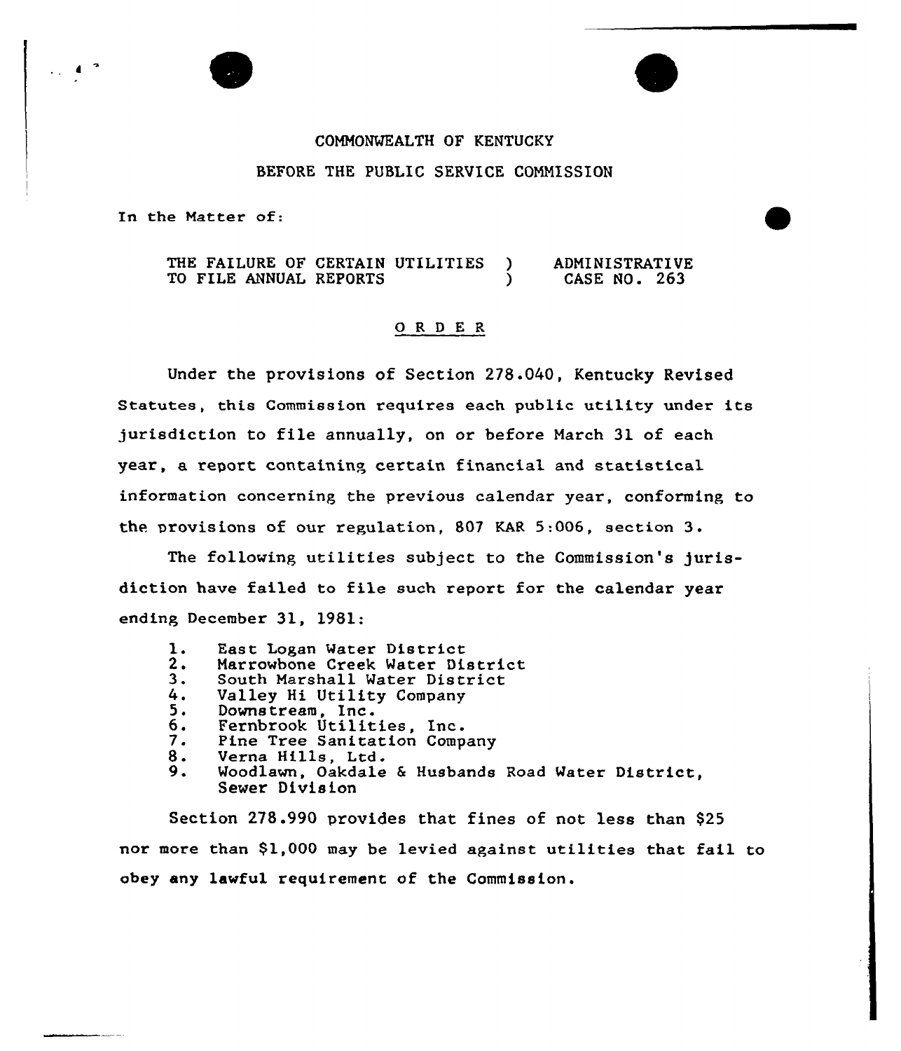COMMONWEALTH OF KENTUCKY

BEFORE THE PUBLIC SERVICE COMMISSION

In the Matter of:

THE FAILURE OF CERTAIN UTILITIES TO FILE ANNUAL REPORTS ) ADMINISTRATIVE CASE NO. 263

## O R D E R

Under the provisions of Section 278.040, Kentucky Revised Statutes, this Commission requires each public utility under its jurisdiction to file annually, on or before March 31 of each year, a report containing certain financial and statistical information concerning the previous calendar year, conforming to the provisions of our regulation, 807 KAR 5:006, section 3.

The following utilities subject to the Commission's jurisdiction have failed to file such report for the calendar year ending December 31, 1981:

1. East Logan Water District
2. Marrowbone Creek Water District
3. South Marshall Water District
4. Valley Hi Utility Company
5. Downstream, Inc.
6. Fernbrook Utilities, Inc.
7. Pine Tree Sanitation Company
8. Verna Hills, Ltd.
9. Woodlawn, Oakdale & Husbands Road Water District, Sewer Division

Section 278.990 provides that fines of not less than $25 nor more than $1,000 may be levied against utilities that fail to obey any lawful requirement of the Commission.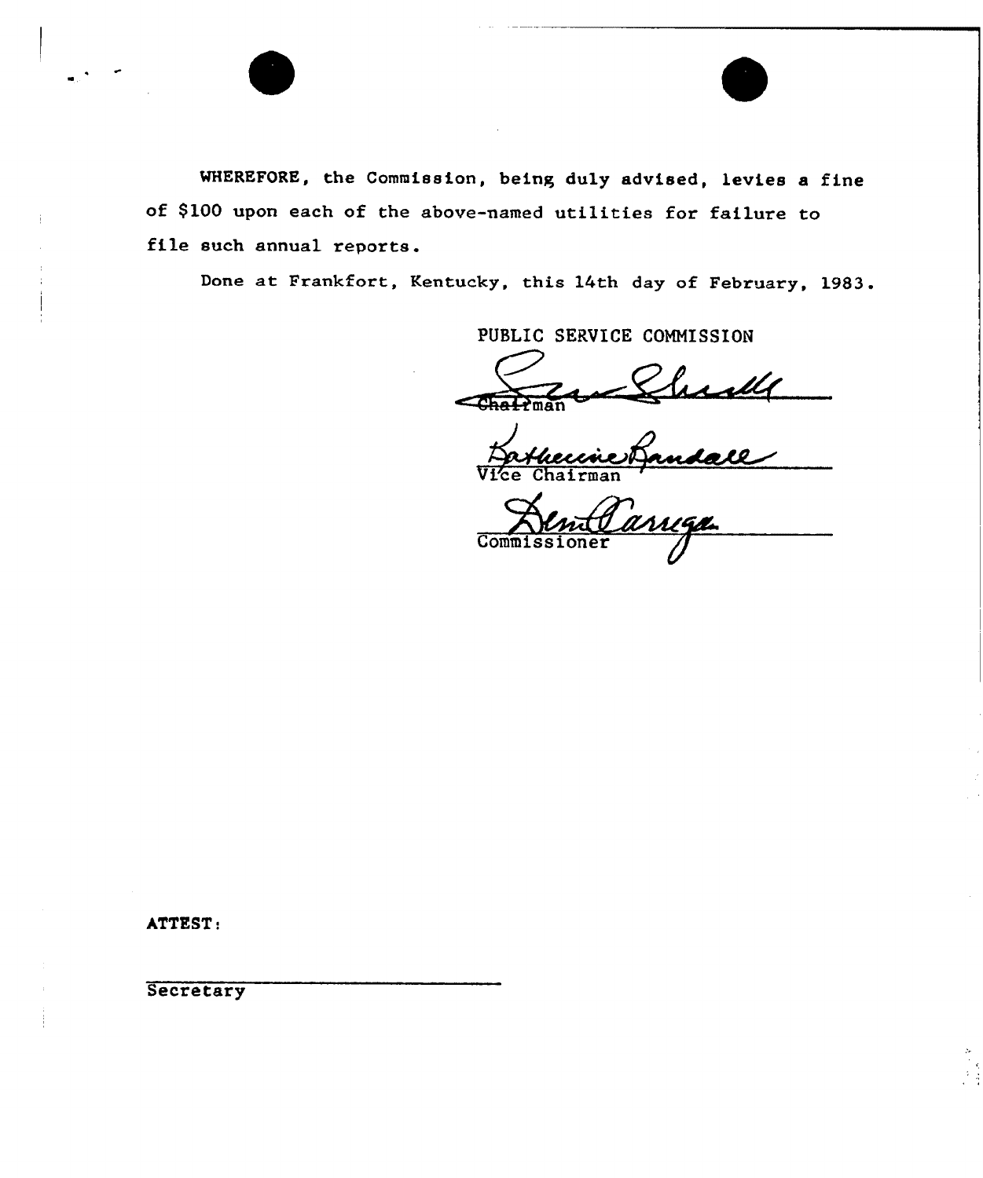WHEREFORE, the Commission, being duly advised, levies a fine of $100 upon each of the above-named utilities for failure to file such annual reports.

Done at Frankfort, Kentucky, this 14th day of February, 1983.

PUBLIC SERVICE COMMISSION

Chairman

Vice Chairman

Commissioner

ATTEST:

Secretary